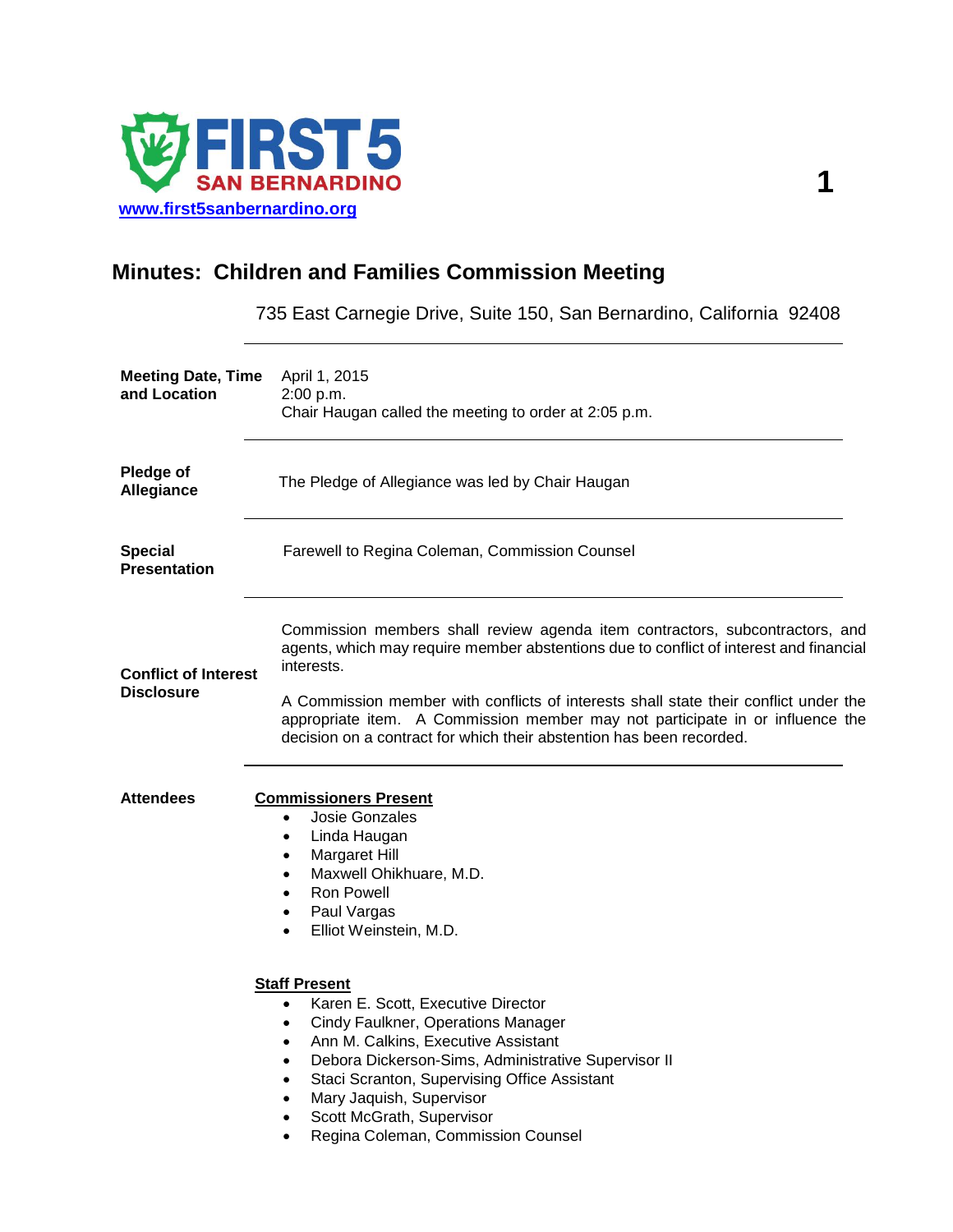FIRST 5 SAN BERNARDINO

[www.first5sanbernardino.org](http://www.first5sanbernardino.org)

# Minutes: Children and Families Commission Meeting

735 East Carnegie Drive, Suite 150, San Bernardino, California 92408

**Meeting Date, Time and Location**

April 1, 2015
2:00 p.m.
Chair Haugan called the meeting to order at 2:05 p.m.

**Pledge of Allegiance**

The Pledge of Allegiance was led by Chair Haugan

**Special Presentation**

Farewell to Regina Coleman, Commission Counsel

**Conflict of Interest Disclosure**

Commission members shall review agenda item contractors, subcontractors, and agents, which may require member abstentions due to conflict of interest and financial interests.

A Commission member with conflicts of interests shall state their conflict under the appropriate item. A Commission member may not participate in or influence the decision on a contract for which their abstention has been recorded.

**Attendees**

**Commissioners Present**

- Josie Gonzales
- Linda Haugan
- Margaret Hill
- Maxwell Ohikhuare, M.D.
- Ron Powell
- Paul Vargas
- Elliot Weinstein, M.D.

**Staff Present**

- Karen E. Scott, Executive Director
- Cindy Faulkner, Operations Manager
- Ann M. Calkins, Executive Assistant
- Debora Dickerson-Sims, Administrative Supervisor II
- Staci Scranton, Supervising Office Assistant
- Mary Jaquish, Supervisor
- Scott McGrath, Supervisor
- Regina Coleman, Commission Counsel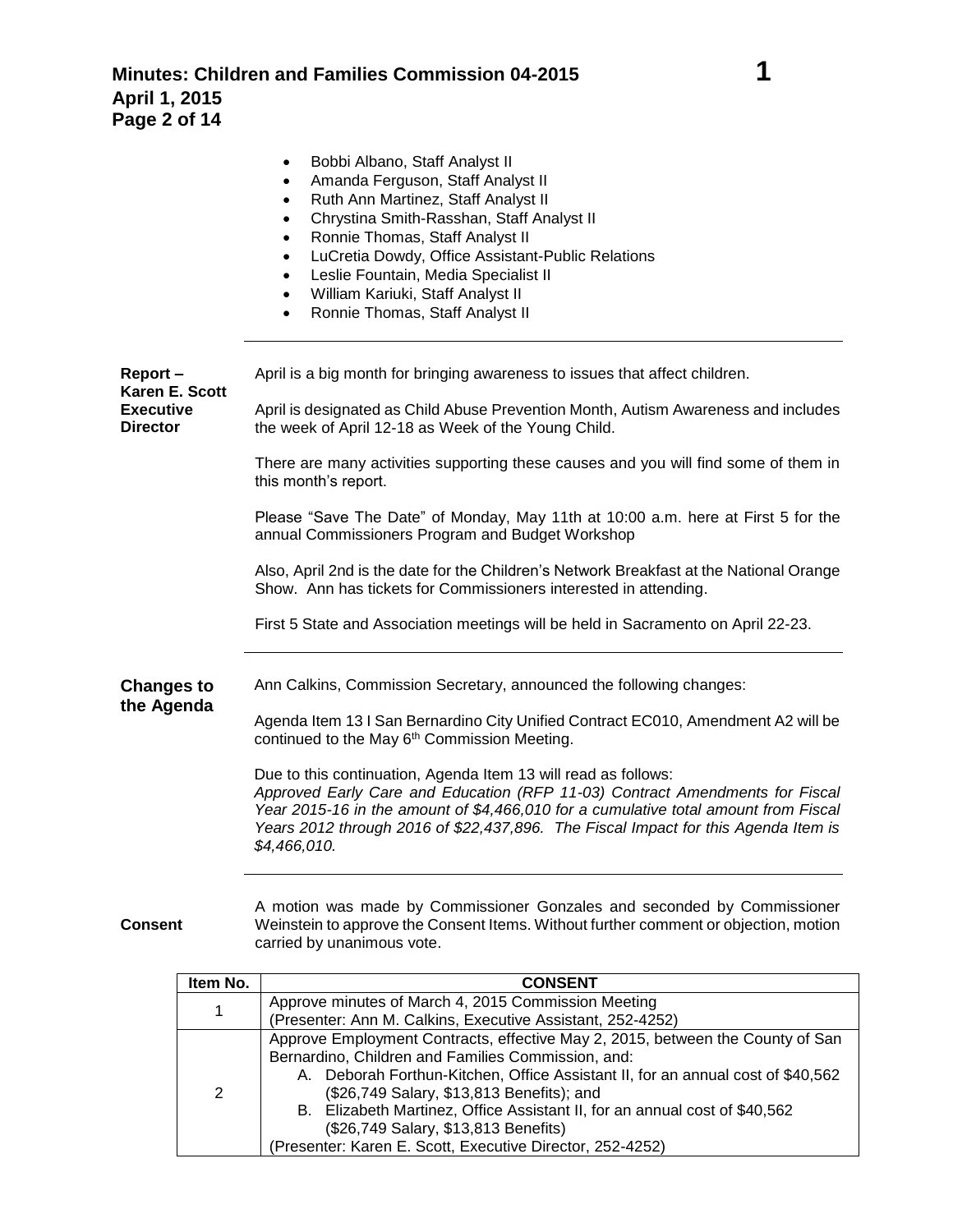- Bobbi Albano, Staff Analyst II
- Amanda Ferguson, Staff Analyst II
- Ruth Ann Martinez, Staff Analyst II
- Chrystina Smith-Rasshan, Staff Analyst II
- Ronnie Thomas, Staff Analyst II
- LuCretia Dowdy, Office Assistant-Public Relations
- Leslie Fountain, Media Specialist II
- William Kariuki, Staff Analyst II
- Ronnie Thomas, Staff Analyst II

---

**Report – Karen E. Scott Executive Director**

April is a big month for bringing awareness to issues that affect children.

April is designated as Child Abuse Prevention Month, Autism Awareness and includes the week of April 12-18 as Week of the Young Child.

There are many activities supporting these causes and you will find some of them in this month's report.

Please "Save The Date" of Monday, May 11th at 10:00 a.m. here at First 5 for the annual Commissioners Program and Budget Workshop

Also, April 2nd is the date for the Children's Network Breakfast at the National Orange Show. Ann has tickets for Commissioners interested in attending.

First 5 State and Association meetings will be held in Sacramento on April 22-23.

---

**Changes to the Agenda**

Ann Calkins, Commission Secretary, announced the following changes:

Agenda Item 13 I San Bernardino City Unified Contract EC010, Amendment A2 will be continued to the May 6th Commission Meeting.

Due to this continuation, Agenda Item 13 will read as follows:
*Approved Early Care and Education (RFP 11-03) Contract Amendments for Fiscal Year 2015-16 in the amount of $4,466,010 for a cumulative total amount from Fiscal Years 2012 through 2016 of $22,437,896. The Fiscal Impact for this Agenda Item is $4,466,010.*

---

**Consent**

A motion was made by Commissioner Gonzales and seconded by Commissioner Weinstein to approve the Consent Items. Without further comment or objection, motion carried by unanimous vote.

| Item No. | CONSENT |
|---|---|
| 1 | Approve minutes of March 4, 2015 Commission Meeting<br>(Presenter: Ann M. Calkins, Executive Assistant, 252-4252) |
| 2 | Approve Employment Contracts, effective May 2, 2015, between the County of San Bernardino, Children and Families Commission, and:<br>A. Deborah Forthun-Kitchen, Office Assistant II, for an annual cost of $40,562 ($26,749 Salary, $13,813 Benefits); and<br>B. Elizabeth Martinez, Office Assistant II, for an annual cost of $40,562 ($26,749 Salary, $13,813 Benefits)<br>(Presenter: Karen E. Scott, Executive Director, 252-4252) |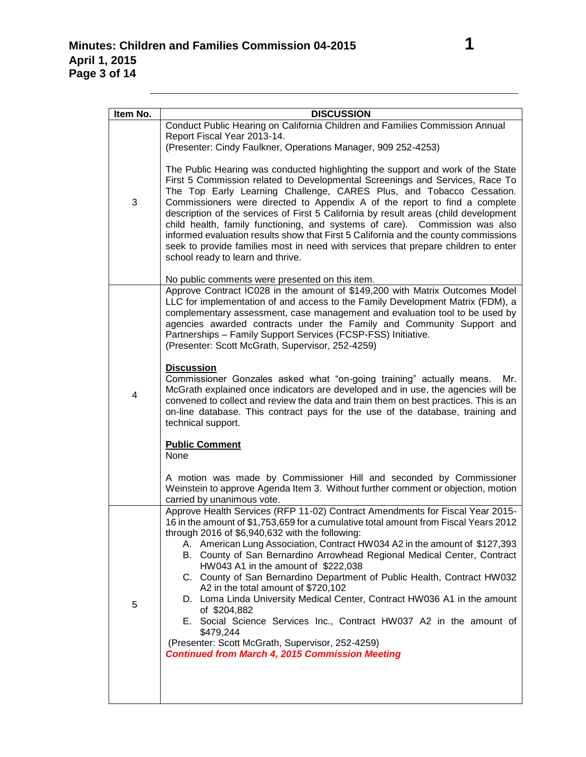| Item No. | DISCUSSION |
|---|---|
| 3 | Conduct Public Hearing on California Children and Families Commission Annual Report Fiscal Year 2013-14.<br>(Presenter: Cindy Faulkner, Operations Manager, 909 252-4253)<br><br>The Public Hearing was conducted highlighting the support and work of the State First 5 Commission related to Developmental Screenings and Services, Race To The Top Early Learning Challenge, CARES Plus, and Tobacco Cessation. Commissioners were directed to Appendix A of the report to find a complete description of the services of First 5 California by result areas (child development child health, family functioning, and systems of care). Commission was also informed evaluation results show that First 5 California and the county commissions seek to provide families most in need with services that prepare children to enter school ready to learn and thrive.<br><br>No public comments were presented on this item. |
| 4 | Approve Contract IC028 in the amount of $149,200 with Matrix Outcomes Model LLC for implementation of and access to the Family Development Matrix (FDM), a complementary assessment, case management and evaluation tool to be used by agencies awarded contracts under the Family and Community Support and Partnerships – Family Support Services (FCSP-FSS) Initiative.<br>(Presenter: Scott McGrath, Supervisor, 252-4259)<br><br>**Discussion**<br>Commissioner Gonzales asked what "on-going training" actually means. Mr. McGrath explained once indicators are developed and in use, the agencies will be convened to collect and review the data and train them on best practices. This is an on-line database. This contract pays for the use of the database, training and technical support.<br><br>**Public Comment**<br>None<br><br>A motion was made by Commissioner Hill and seconded by Commissioner Weinstein to approve Agenda Item 3. Without further comment or objection, motion carried by unanimous vote. |
| 5 | Approve Health Services (RFP 11-02) Contract Amendments for Fiscal Year 2015-16 in the amount of $1,753,659 for a cumulative total amount from Fiscal Years 2012 through 2016 of $6,940,632 with the following:<br>A. American Lung Association, Contract HW034 A2 in the amount of $127,393<br>B. County of San Bernardino Arrowhead Regional Medical Center, Contract HW043 A1 in the amount of $222,038<br>C. County of San Bernardino Department of Public Health, Contract HW032 A2 in the total amount of $720,102<br>D. Loma Linda University Medical Center, Contract HW036 A1 in the amount of $204,882<br>E. Social Science Services Inc., Contract HW037 A2 in the amount of $479,244<br>(Presenter: Scott McGrath, Supervisor, 252-4259)<br>***Continued from March 4, 2015 Commission Meeting*** |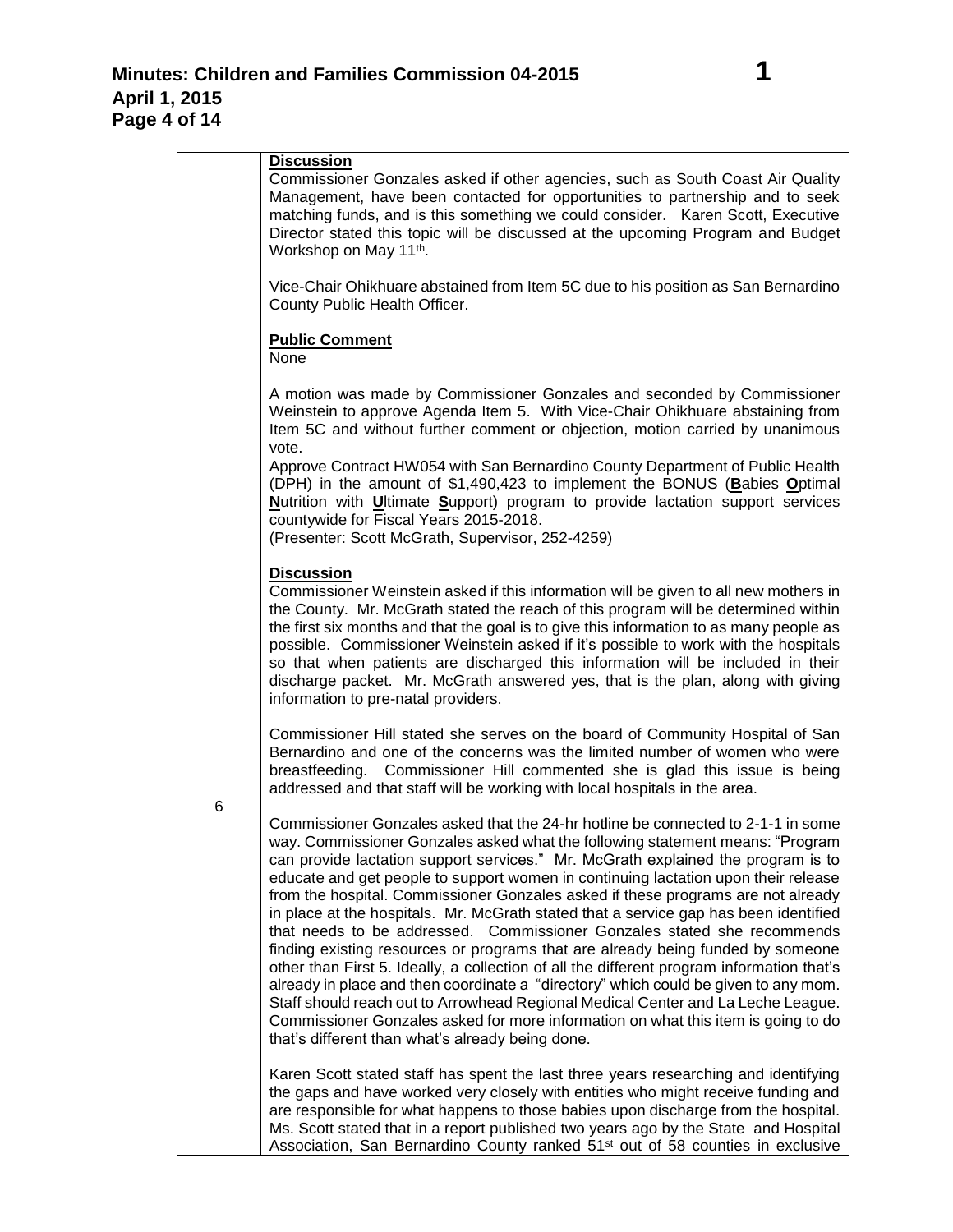| | |
|---|---|
| | **Discussion**<br>Commissioner Gonzales asked if other agencies, such as South Coast Air Quality Management, have been contacted for opportunities to partnership and to seek matching funds, and is this something we could consider. Karen Scott, Executive Director stated this topic will be discussed at the upcoming Program and Budget Workshop on May 11th.<br><br>Vice-Chair Ohikhuare abstained from Item 5C due to his position as San Bernardino County Public Health Officer.<br><br>**Public Comment**<br>None<br><br>A motion was made by Commissioner Gonzales and seconded by Commissioner Weinstein to approve Agenda Item 5. With Vice-Chair Ohikhuare abstaining from Item 5C and without further comment or objection, motion carried by unanimous vote. |
| 6 | Approve Contract HW054 with San Bernardino County Department of Public Health (DPH) in the amount of $1,490,423 to implement the BONUS (**B**abies **O**ptimal **N**utrition with **U**ltimate **S**upport) program to provide lactation support services countywide for Fiscal Years 2015-2018.<br>(Presenter: Scott McGrath, Supervisor, 252-4259)<br><br>**Discussion**<br>Commissioner Weinstein asked if this information will be given to all new mothers in the County. Mr. McGrath stated the reach of this program will be determined within the first six months and that the goal is to give this information to as many people as possible. Commissioner Weinstein asked if it's possible to work with the hospitals so that when patients are discharged this information will be included in their discharge packet. Mr. McGrath answered yes, that is the plan, along with giving information to pre-natal providers.<br><br>Commissioner Hill stated she serves on the board of Community Hospital of San Bernardino and one of the concerns was the limited number of women who were breastfeeding. Commissioner Hill commented she is glad this issue is being addressed and that staff will be working with local hospitals in the area.<br><br>Commissioner Gonzales asked that the 24-hr hotline be connected to 2-1-1 in some way. Commissioner Gonzales asked what the following statement means: "Program can provide lactation support services." Mr. McGrath explained the program is to educate and get people to support women in continuing lactation upon their release from the hospital. Commissioner Gonzales asked if these programs are not already in place at the hospitals. Mr. McGrath stated that a service gap has been identified that needs to be addressed. Commissioner Gonzales stated she recommends finding existing resources or programs that are already being funded by someone other than First 5. Ideally, a collection of all the different program information that's already in place and then coordinate a "directory" which could be given to any mom. Staff should reach out to Arrowhead Regional Medical Center and La Leche League. Commissioner Gonzales asked for more information on what this item is going to do that's different than what's already being done.<br><br>Karen Scott stated staff has spent the last three years researching and identifying the gaps and have worked very closely with entities who might receive funding and are responsible for what happens to those babies upon discharge from the hospital. Ms. Scott stated that in a report published two years ago by the State and Hospital Association, San Bernardino County ranked 51st out of 58 counties in exclusive |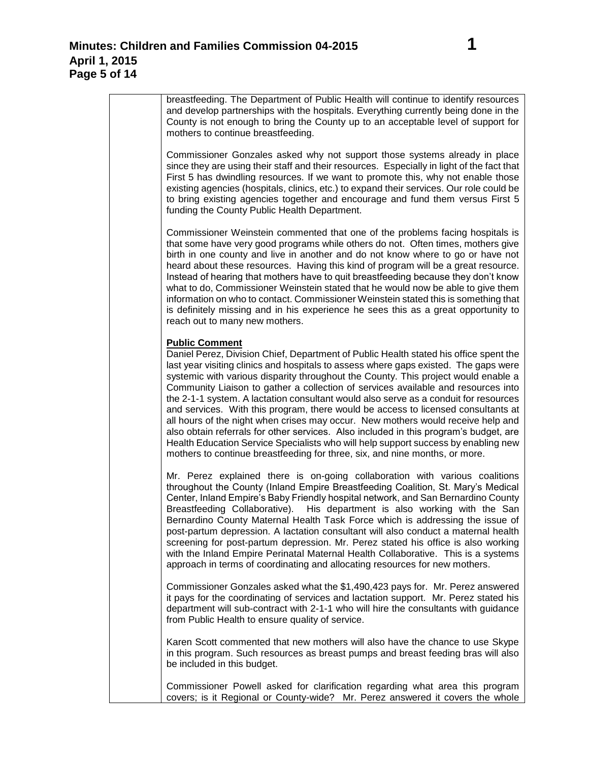breastfeeding. The Department of Public Health will continue to identify resources and develop partnerships with the hospitals. Everything currently being done in the County is not enough to bring the County up to an acceptable level of support for mothers to continue breastfeeding.

Commissioner Gonzales asked why not support those systems already in place since they are using their staff and their resources. Especially in light of the fact that First 5 has dwindling resources. If we want to promote this, why not enable those existing agencies (hospitals, clinics, etc.) to expand their services. Our role could be to bring existing agencies together and encourage and fund them versus First 5 funding the County Public Health Department.

Commissioner Weinstein commented that one of the problems facing hospitals is that some have very good programs while others do not. Often times, mothers give birth in one county and live in another and do not know where to go or have not heard about these resources. Having this kind of program will be a great resource. Instead of hearing that mothers have to quit breastfeeding because they don't know what to do, Commissioner Weinstein stated that he would now be able to give them information on who to contact. Commissioner Weinstein stated this is something that is definitely missing and in his experience he sees this as a great opportunity to reach out to many new mothers.

**Public Comment**

Daniel Perez, Division Chief, Department of Public Health stated his office spent the last year visiting clinics and hospitals to assess where gaps existed. The gaps were systemic with various disparity throughout the County. This project would enable a Community Liaison to gather a collection of services available and resources into the 2-1-1 system. A lactation consultant would also serve as a conduit for resources and services. With this program, there would be access to licensed consultants at all hours of the night when crises may occur. New mothers would receive help and also obtain referrals for other services. Also included in this program's budget, are Health Education Service Specialists who will help support success by enabling new mothers to continue breastfeeding for three, six, and nine months, or more.

Mr. Perez explained there is on-going collaboration with various coalitions throughout the County (Inland Empire Breastfeeding Coalition, St. Mary's Medical Center, Inland Empire's Baby Friendly hospital network, and San Bernardino County Breastfeeding Collaborative). His department is also working with the San Bernardino County Maternal Health Task Force which is addressing the issue of post-partum depression. A lactation consultant will also conduct a maternal health screening for post-partum depression. Mr. Perez stated his office is also working with the Inland Empire Perinatal Maternal Health Collaborative. This is a systems approach in terms of coordinating and allocating resources for new mothers.

Commissioner Gonzales asked what the $1,490,423 pays for. Mr. Perez answered it pays for the coordinating of services and lactation support. Mr. Perez stated his department will sub-contract with 2-1-1 who will hire the consultants with guidance from Public Health to ensure quality of service.

Karen Scott commented that new mothers will also have the chance to use Skype in this program. Such resources as breast pumps and breast feeding bras will also be included in this budget.

Commissioner Powell asked for clarification regarding what area this program covers; is it Regional or County-wide? Mr. Perez answered it covers the whole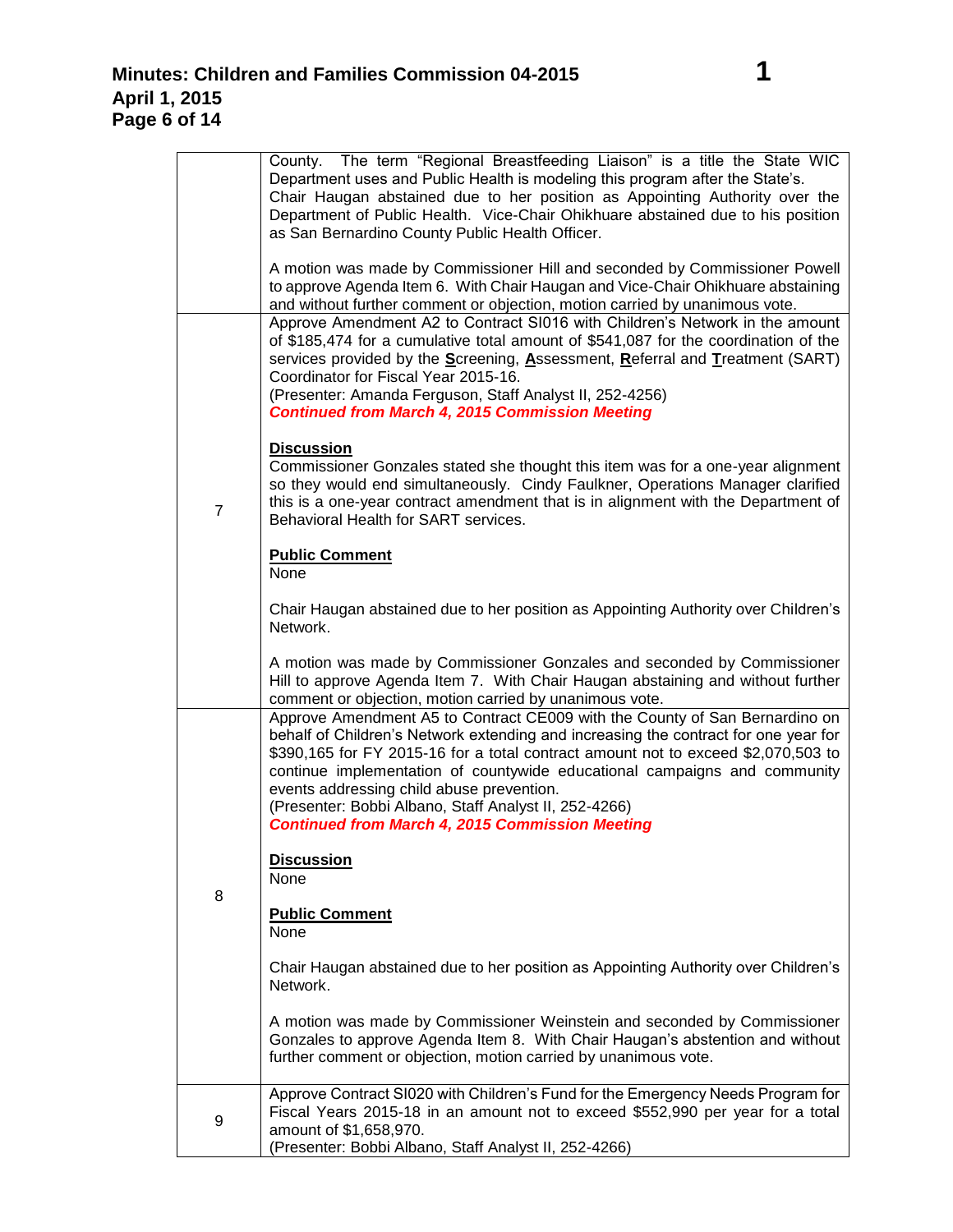| | |
|---|---|
| | County. The term "Regional Breastfeeding Liaison" is a title the State WIC Department uses and Public Health is modeling this program after the State's. Chair Haugan abstained due to her position as Appointing Authority over the Department of Public Health. Vice-Chair Ohikhuare abstained due to his position as San Bernardino County Public Health Officer.<br><br>A motion was made by Commissioner Hill and seconded by Commissioner Powell to approve Agenda Item 6. With Chair Haugan and Vice-Chair Ohikhuare abstaining and without further comment or objection, motion carried by unanimous vote. |
| 7 | Approve Amendment A2 to Contract SI016 with Children's Network in the amount of $185,474 for a cumulative total amount of $541,087 for the coordination of the services provided by the **S**creening, **A**ssessment, **R**eferral and **T**reatment (SART) Coordinator for Fiscal Year 2015-16.<br>(Presenter: Amanda Ferguson, Staff Analyst II, 252-4256)<br>***Continued from March 4, 2015 Commission Meeting***<br><br>**Discussion**<br>Commissioner Gonzales stated she thought this item was for a one-year alignment so they would end simultaneously. Cindy Faulkner, Operations Manager clarified this is a one-year contract amendment that is in alignment with the Department of Behavioral Health for SART services.<br><br>**Public Comment**<br>None<br><br>Chair Haugan abstained due to her position as Appointing Authority over Children's Network.<br><br>A motion was made by Commissioner Gonzales and seconded by Commissioner Hill to approve Agenda Item 7. With Chair Haugan abstaining and without further comment or objection, motion carried by unanimous vote. |
| 8 | Approve Amendment A5 to Contract CE009 with the County of San Bernardino on behalf of Children's Network extending and increasing the contract for one year for $390,165 for FY 2015-16 for a total contract amount not to exceed $2,070,503 to continue implementation of countywide educational campaigns and community events addressing child abuse prevention.<br>(Presenter: Bobbi Albano, Staff Analyst II, 252-4266)<br>***Continued from March 4, 2015 Commission Meeting***<br><br>**Discussion**<br>None<br><br>**Public Comment**<br>None<br><br>Chair Haugan abstained due to her position as Appointing Authority over Children's Network.<br><br>A motion was made by Commissioner Weinstein and seconded by Commissioner Gonzales to approve Agenda Item 8. With Chair Haugan's abstention and without further comment or objection, motion carried by unanimous vote. |
| 9 | Approve Contract SI020 with Children's Fund for the Emergency Needs Program for Fiscal Years 2015-18 in an amount not to exceed $552,990 per year for a total amount of $1,658,970.<br>(Presenter: Bobbi Albano, Staff Analyst II, 252-4266) |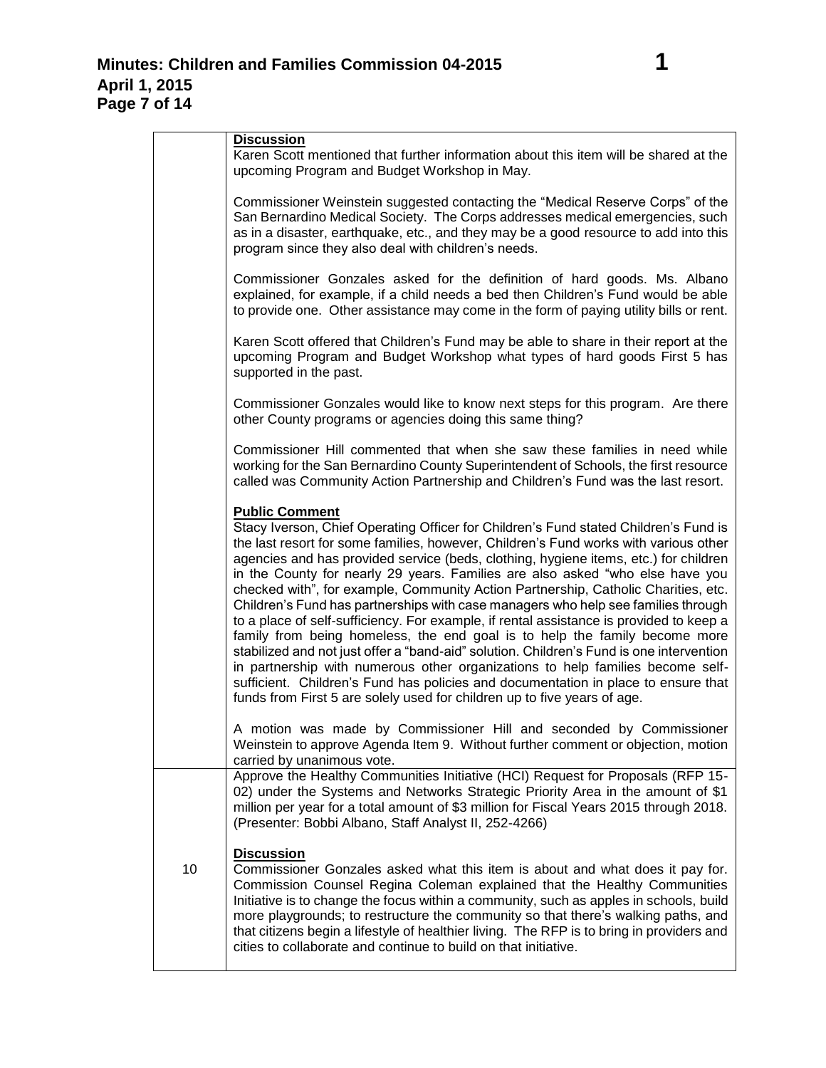| | |
|---|---|
| | **Discussion**<br>Karen Scott mentioned that further information about this item will be shared at the upcoming Program and Budget Workshop in May.<br><br>Commissioner Weinstein suggested contacting the "Medical Reserve Corps" of the San Bernardino Medical Society. The Corps addresses medical emergencies, such as in a disaster, earthquake, etc., and they may be a good resource to add into this program since they also deal with children's needs.<br><br>Commissioner Gonzales asked for the definition of hard goods. Ms. Albano explained, for example, if a child needs a bed then Children's Fund would be able to provide one. Other assistance may come in the form of paying utility bills or rent.<br><br>Karen Scott offered that Children's Fund may be able to share in their report at the upcoming Program and Budget Workshop what types of hard goods First 5 has supported in the past.<br><br>Commissioner Gonzales would like to know next steps for this program. Are there other County programs or agencies doing this same thing?<br><br>Commissioner Hill commented that when she saw these families in need while working for the San Bernardino County Superintendent of Schools, the first resource called was Community Action Partnership and Children's Fund was the last resort.<br><br>**Public Comment**<br>Stacy Iverson, Chief Operating Officer for Children's Fund stated Children's Fund is the last resort for some families, however, Children's Fund works with various other agencies and has provided service (beds, clothing, hygiene items, etc.) for children in the County for nearly 29 years. Families are also asked "who else have you checked with", for example, Community Action Partnership, Catholic Charities, etc. Children's Fund has partnerships with case managers who help see families through to a place of self-sufficiency. For example, if rental assistance is provided to keep a family from being homeless, the end goal is to help the family become more stabilized and not just offer a "band-aid" solution. Children's Fund is one intervention in partnership with numerous other organizations to help families become self-sufficient. Children's Fund has policies and documentation in place to ensure that funds from First 5 are solely used for children up to five years of age.<br><br>A motion was made by Commissioner Hill and seconded by Commissioner Weinstein to approve Agenda Item 9. Without further comment or objection, motion carried by unanimous vote. |
| 10 | Approve the Healthy Communities Initiative (HCI) Request for Proposals (RFP 15-02) under the Systems and Networks Strategic Priority Area in the amount of $1 million per year for a total amount of $3 million for Fiscal Years 2015 through 2018. (Presenter: Bobbi Albano, Staff Analyst II, 252-4266)<br><br>**Discussion**<br>Commissioner Gonzales asked what this item is about and what does it pay for. Commission Counsel Regina Coleman explained that the Healthy Communities Initiative is to change the focus within a community, such as apples in schools, build more playgrounds; to restructure the community so that there's walking paths, and that citizens begin a lifestyle of healthier living. The RFP is to bring in providers and cities to collaborate and continue to build on that initiative. |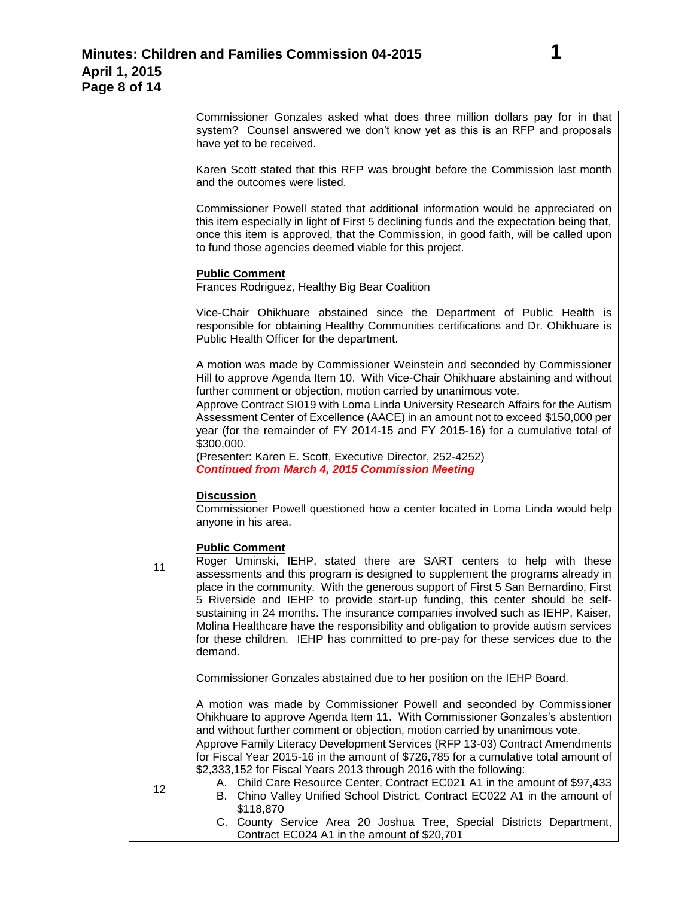| | |
|---|---|
| | Commissioner Gonzales asked what does three million dollars pay for in that system? Counsel answered we don't know yet as this is an RFP and proposals have yet to be received.<br><br>Karen Scott stated that this RFP was brought before the Commission last month and the outcomes were listed.<br><br>Commissioner Powell stated that additional information would be appreciated on this item especially in light of First 5 declining funds and the expectation being that, once this item is approved, that the Commission, in good faith, will be called upon to fund those agencies deemed viable for this project.<br><br>**Public Comment**<br>Frances Rodriguez, Healthy Big Bear Coalition<br><br>Vice-Chair Ohikhuare abstained since the Department of Public Health is responsible for obtaining Healthy Communities certifications and Dr. Ohikhuare is Public Health Officer for the department.<br><br>A motion was made by Commissioner Weinstein and seconded by Commissioner Hill to approve Agenda Item 10. With Vice-Chair Ohikhuare abstaining and without further comment or objection, motion carried by unanimous vote. |
| 11 | Approve Contract SI019 with Loma Linda University Research Affairs for the Autism Assessment Center of Excellence (AACE) in an amount not to exceed $150,000 per year (for the remainder of FY 2014-15 and FY 2015-16) for a cumulative total of $300,000.<br>(Presenter: Karen E. Scott, Executive Director, 252-4252)<br>***Continued from March 4, 2015 Commission Meeting***<br><br>**Discussion**<br>Commissioner Powell questioned how a center located in Loma Linda would help anyone in his area.<br><br>**Public Comment**<br>Roger Uminski, IEHP, stated there are SART centers to help with these assessments and this program is designed to supplement the programs already in place in the community. With the generous support of First 5 San Bernardino, First 5 Riverside and IEHP to provide start-up funding, this center should be self-sustaining in 24 months. The insurance companies involved such as IEHP, Kaiser, Molina Healthcare have the responsibility and obligation to provide autism services for these children. IEHP has committed to pre-pay for these services due to the demand.<br><br>Commissioner Gonzales abstained due to her position on the IEHP Board.<br><br>A motion was made by Commissioner Powell and seconded by Commissioner Ohikhuare to approve Agenda Item 11. With Commissioner Gonzales's abstention and without further comment or objection, motion carried by unanimous vote. |
| 12 | Approve Family Literacy Development Services (RFP 13-03) Contract Amendments for Fiscal Year 2015-16 in the amount of $726,785 for a cumulative total amount of $2,333,152 for Fiscal Years 2013 through 2016 with the following:<br>A. Child Care Resource Center, Contract EC021 A1 in the amount of $97,433<br>B. Chino Valley Unified School District, Contract EC022 A1 in the amount of $118,870<br>C. County Service Area 20 Joshua Tree, Special Districts Department, Contract EC024 A1 in the amount of $20,701 |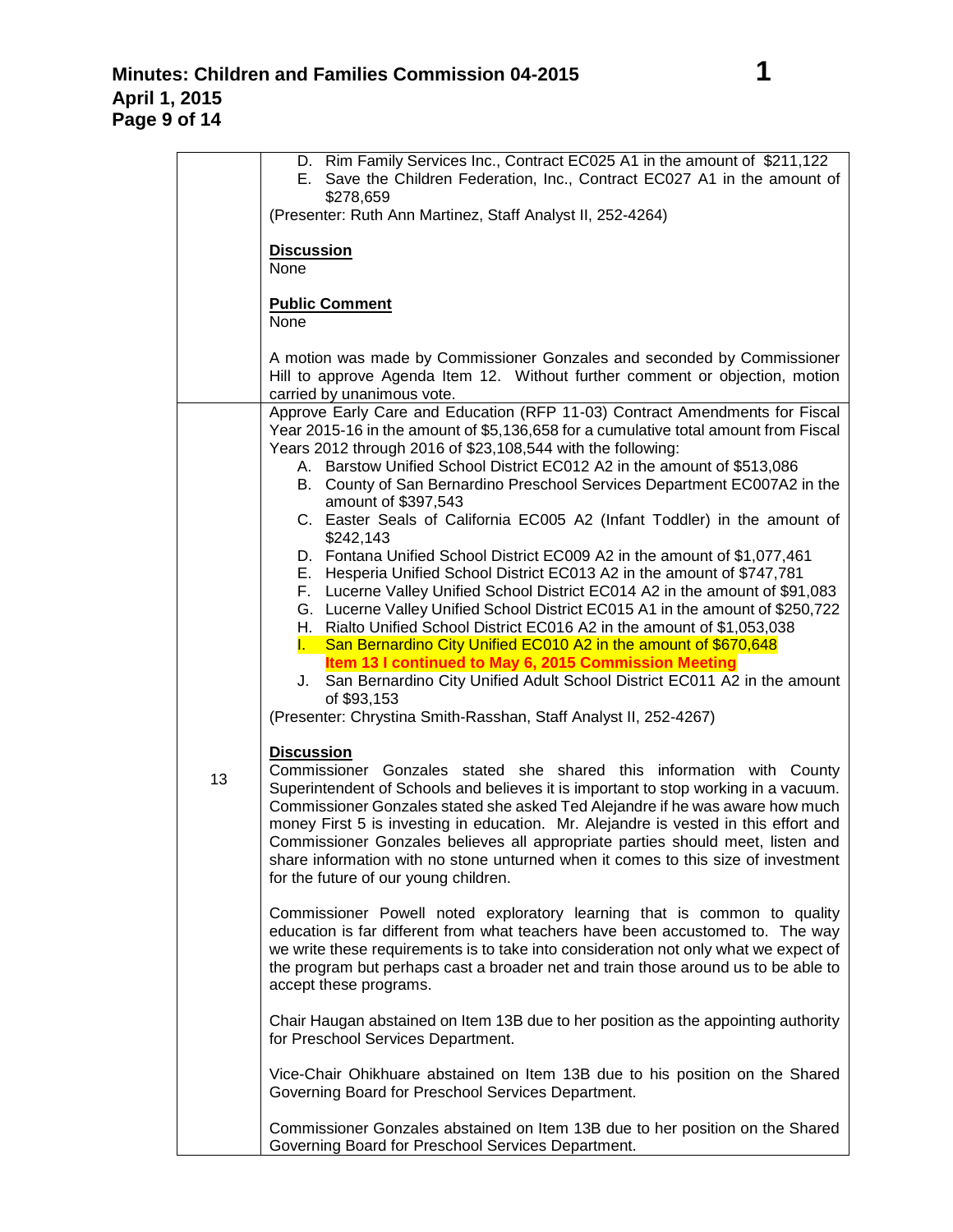| | |
|---|---|
| | D. Rim Family Services Inc., Contract EC025 A1 in the amount of $211,122<br>E. Save the Children Federation, Inc., Contract EC027 A1 in the amount of $278,659<br>(Presenter: Ruth Ann Martinez, Staff Analyst II, 252-4264)<br><br>**Discussion**<br>None<br><br>**Public Comment**<br>None<br><br>A motion was made by Commissioner Gonzales and seconded by Commissioner Hill to approve Agenda Item 12. Without further comment or objection, motion carried by unanimous vote. |
| 13 | Approve Early Care and Education (RFP 11-03) Contract Amendments for Fiscal Year 2015-16 in the amount of $5,136,658 for a cumulative total amount from Fiscal Years 2012 through 2016 of $23,108,544 with the following:<br>A. Barstow Unified School District EC012 A2 in the amount of $513,086<br>B. County of San Bernardino Preschool Services Department EC007A2 in the amount of $397,543<br>C. Easter Seals of California EC005 A2 (Infant Toddler) in the amount of $242,143<br>D. Fontana Unified School District EC009 A2 in the amount of $1,077,461<br>E. Hesperia Unified School District EC013 A2 in the amount of $747,781<br>F. Lucerne Valley Unified School District EC014 A2 in the amount of $91,083<br>G. Lucerne Valley Unified School District EC015 A1 in the amount of $250,722<br>H. Rialto Unified School District EC016 A2 in the amount of $1,053,038<br>I. San Bernardino City Unified EC010 A2 in the amount of $670,648<br>**Item 13 I continued to May 6, 2015 Commission Meeting**<br>J. San Bernardino City Unified Adult School District EC011 A2 in the amount of $93,153<br>(Presenter: Chrystina Smith-Rasshan, Staff Analyst II, 252-4267)<br><br>**Discussion**<br>Commissioner Gonzales stated she shared this information with County Superintendent of Schools and believes it is important to stop working in a vacuum. Commissioner Gonzales stated she asked Ted Alejandre if he was aware how much money First 5 is investing in education. Mr. Alejandre is vested in this effort and Commissioner Gonzales believes all appropriate parties should meet, listen and share information with no stone unturned when it comes to this size of investment for the future of our young children.<br><br>Commissioner Powell noted exploratory learning that is common to quality education is far different from what teachers have been accustomed to. The way we write these requirements is to take into consideration not only what we expect of the program but perhaps cast a broader net and train those around us to be able to accept these programs.<br><br>Chair Haugan abstained on Item 13B due to her position as the appointing authority for Preschool Services Department.<br><br>Vice-Chair Ohikhuare abstained on Item 13B due to his position on the Shared Governing Board for Preschool Services Department.<br><br>Commissioner Gonzales abstained on Item 13B due to her position on the Shared Governing Board for Preschool Services Department. |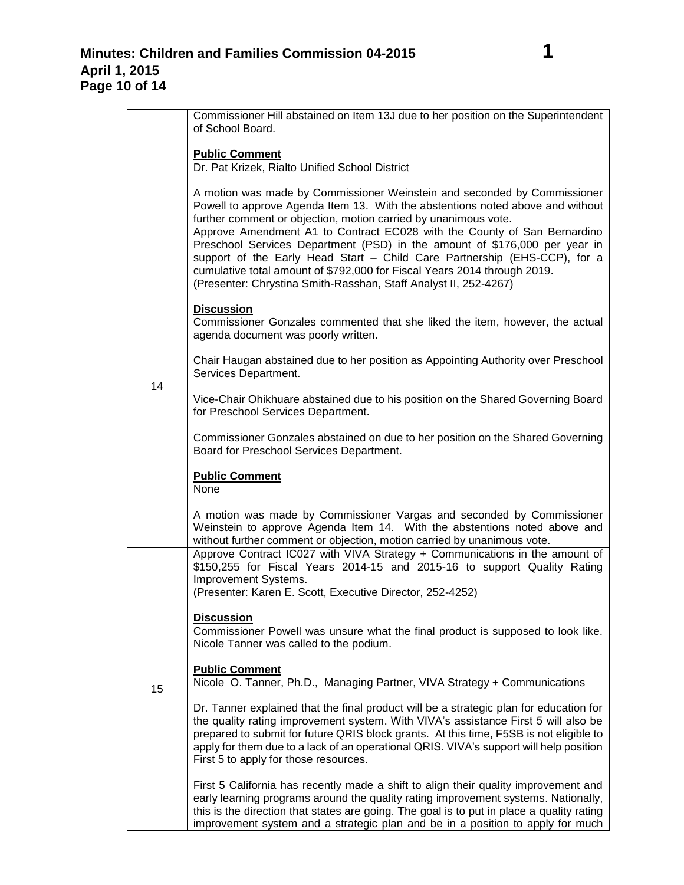| | |
|---|---|
| | Commissioner Hill abstained on Item 13J due to her position on the Superintendent of School Board.<br><br>**Public Comment**<br>Dr. Pat Krizek, Rialto Unified School District<br><br>A motion was made by Commissioner Weinstein and seconded by Commissioner Powell to approve Agenda Item 13. With the abstentions noted above and without further comment or objection, motion carried by unanimous vote. |
| 14 | Approve Amendment A1 to Contract EC028 with the County of San Bernardino Preschool Services Department (PSD) in the amount of \$176,000 per year in support of the Early Head Start – Child Care Partnership (EHS-CCP), for a cumulative total amount of \$792,000 for Fiscal Years 2014 through 2019.<br>(Presenter: Chrystina Smith-Rasshan, Staff Analyst II, 252-4267)<br><br>**Discussion**<br>Commissioner Gonzales commented that she liked the item, however, the actual agenda document was poorly written.<br><br>Chair Haugan abstained due to her position as Appointing Authority over Preschool Services Department.<br><br>Vice-Chair Ohikhuare abstained due to his position on the Shared Governing Board for Preschool Services Department.<br><br>Commissioner Gonzales abstained on due to her position on the Shared Governing Board for Preschool Services Department.<br><br>**Public Comment**<br>None<br><br>A motion was made by Commissioner Vargas and seconded by Commissioner Weinstein to approve Agenda Item 14. With the abstentions noted above and without further comment or objection, motion carried by unanimous vote. |
| 15 | Approve Contract IC027 with VIVA Strategy + Communications in the amount of \$150,255 for Fiscal Years 2014-15 and 2015-16 to support Quality Rating Improvement Systems.<br>(Presenter: Karen E. Scott, Executive Director, 252-4252)<br><br>**Discussion**<br>Commissioner Powell was unsure what the final product is supposed to look like. Nicole Tanner was called to the podium.<br><br>**Public Comment**<br>Nicole O. Tanner, Ph.D., Managing Partner, VIVA Strategy + Communications<br><br>Dr. Tanner explained that the final product will be a strategic plan for education for the quality rating improvement system. With VIVA's assistance First 5 will also be prepared to submit for future QRIS block grants. At this time, F5SB is not eligible to apply for them due to a lack of an operational QRIS. VIVA's support will help position First 5 to apply for those resources.<br><br>First 5 California has recently made a shift to align their quality improvement and early learning programs around the quality rating improvement systems. Nationally, this is the direction that states are going. The goal is to put in place a quality rating improvement system and a strategic plan and be in a position to apply for much |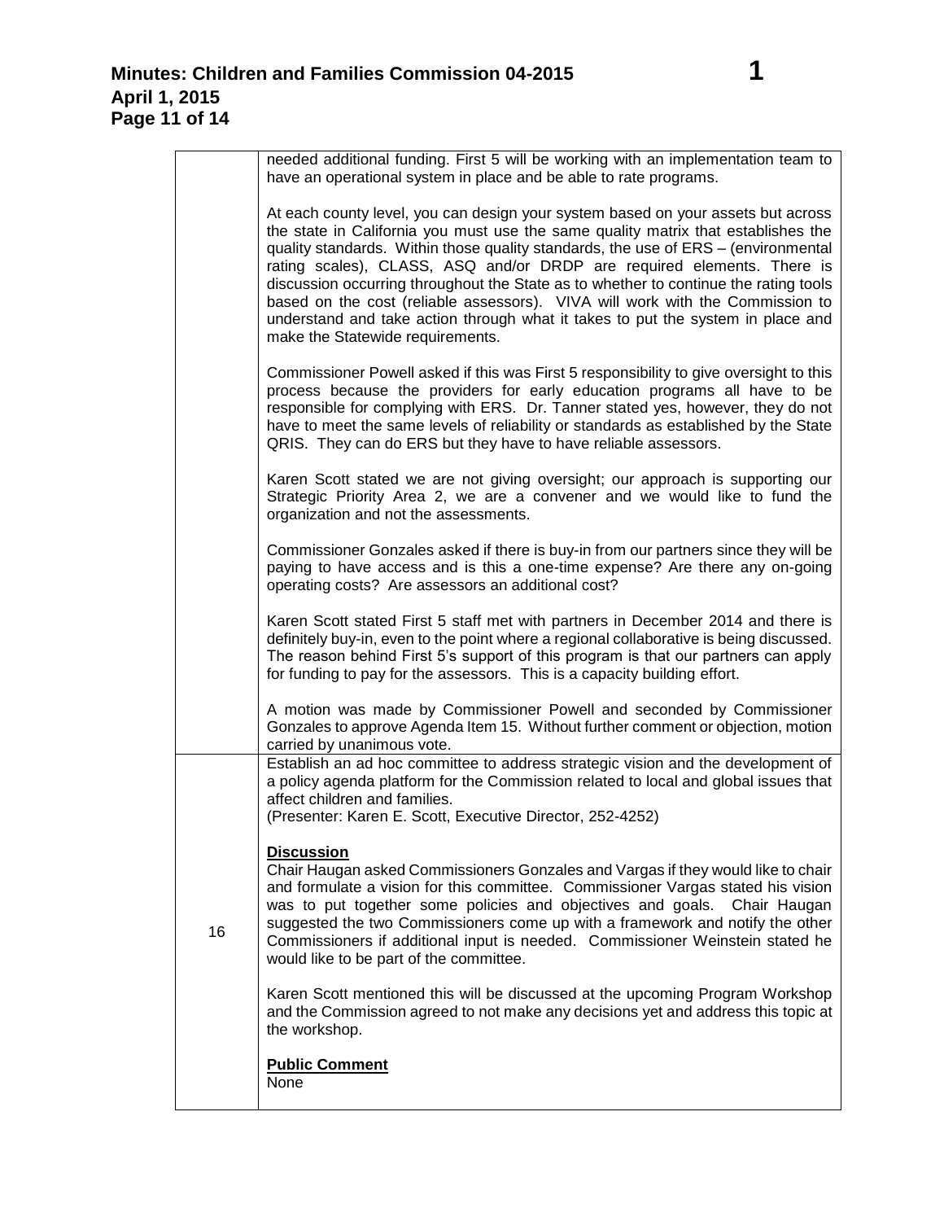| | |
|---|---|
| | needed additional funding. First 5 will be working with an implementation team to have an operational system in place and be able to rate programs.<br><br>At each county level, you can design your system based on your assets but across the state in California you must use the same quality matrix that establishes the quality standards. Within those quality standards, the use of ERS – (environmental rating scales), CLASS, ASQ and/or DRDP are required elements. There is discussion occurring throughout the State as to whether to continue the rating tools based on the cost (reliable assessors). VIVA will work with the Commission to understand and take action through what it takes to put the system in place and make the Statewide requirements.<br><br>Commissioner Powell asked if this was First 5 responsibility to give oversight to this process because the providers for early education programs all have to be responsible for complying with ERS. Dr. Tanner stated yes, however, they do not have to meet the same levels of reliability or standards as established by the State QRIS. They can do ERS but they have to have reliable assessors.<br><br>Karen Scott stated we are not giving oversight; our approach is supporting our Strategic Priority Area 2, we are a convener and we would like to fund the organization and not the assessments.<br><br>Commissioner Gonzales asked if there is buy-in from our partners since they will be paying to have access and is this a one-time expense? Are there any on-going operating costs? Are assessors an additional cost?<br><br>Karen Scott stated First 5 staff met with partners in December 2014 and there is definitely buy-in, even to the point where a regional collaborative is being discussed. The reason behind First 5's support of this program is that our partners can apply for funding to pay for the assessors. This is a capacity building effort.<br><br>A motion was made by Commissioner Powell and seconded by Commissioner Gonzales to approve Agenda Item 15. Without further comment or objection, motion carried by unanimous vote. |
| 16 | Establish an ad hoc committee to address strategic vision and the development of a policy agenda platform for the Commission related to local and global issues that affect children and families.<br>(Presenter: Karen E. Scott, Executive Director, 252-4252)<br><br>**Discussion**<br>Chair Haugan asked Commissioners Gonzales and Vargas if they would like to chair and formulate a vision for this committee. Commissioner Vargas stated his vision was to put together some policies and objectives and goals. Chair Haugan suggested the two Commissioners come up with a framework and notify the other Commissioners if additional input is needed. Commissioner Weinstein stated he would like to be part of the committee.<br><br>Karen Scott mentioned this will be discussed at the upcoming Program Workshop and the Commission agreed to not make any decisions yet and address this topic at the workshop.<br><br>**Public Comment**<br>None |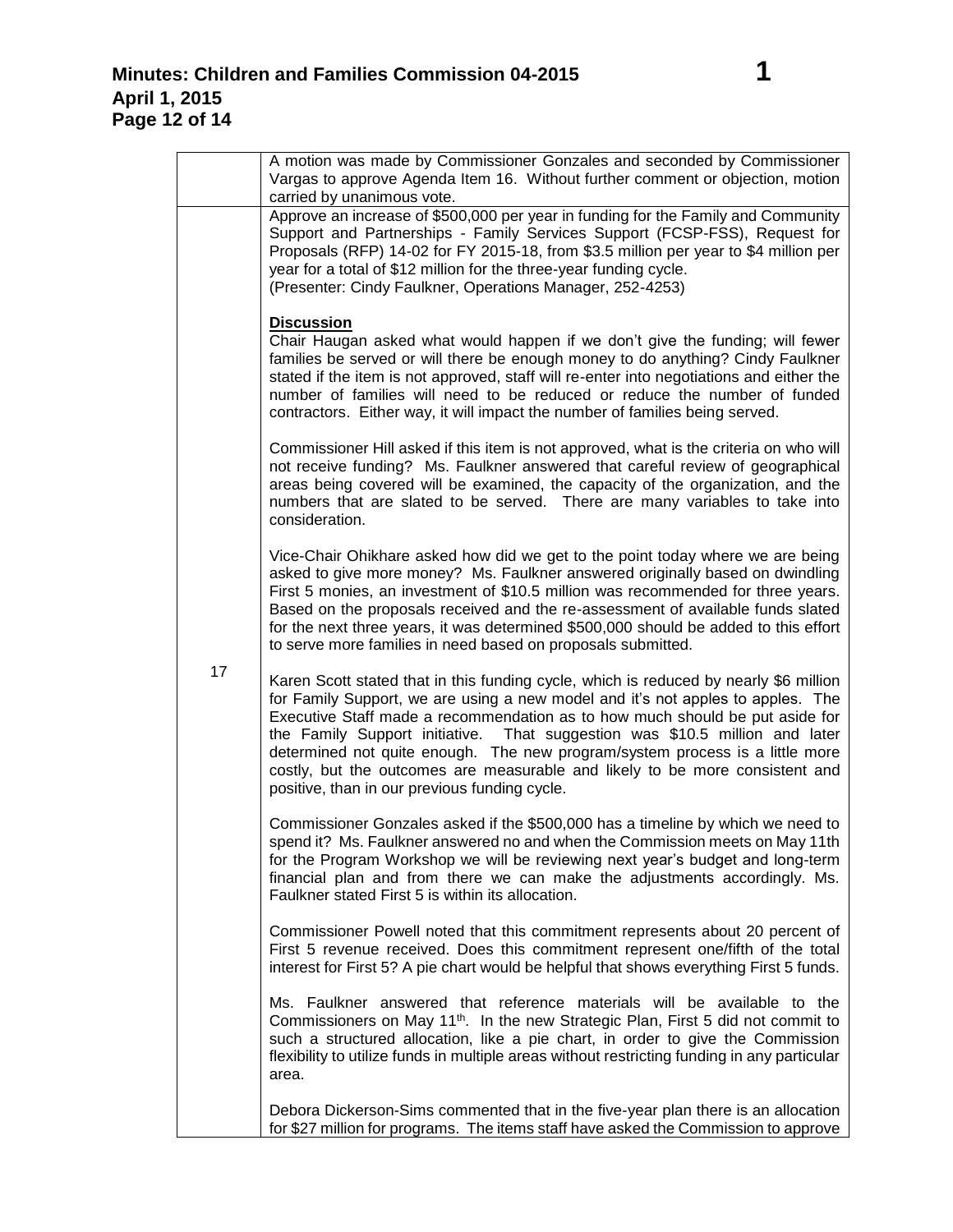| | |
|---|---|
| | A motion was made by Commissioner Gonzales and seconded by Commissioner Vargas to approve Agenda Item 16. Without further comment or objection, motion carried by unanimous vote. |
| 17 | Approve an increase of $500,000 per year in funding for the Family and Community Support and Partnerships - Family Services Support (FCSP-FSS), Request for Proposals (RFP) 14-02 for FY 2015-18, from $3.5 million per year to $4 million per year for a total of $12 million for the three-year funding cycle.<br>(Presenter: Cindy Faulkner, Operations Manager, 252-4253)<br><br>**Discussion**<br>Chair Haugan asked what would happen if we don't give the funding; will fewer families be served or will there be enough money to do anything? Cindy Faulkner stated if the item is not approved, staff will re-enter into negotiations and either the number of families will need to be reduced or reduce the number of funded contractors. Either way, it will impact the number of families being served.<br><br>Commissioner Hill asked if this item is not approved, what is the criteria on who will not receive funding? Ms. Faulkner answered that careful review of geographical areas being covered will be examined, the capacity of the organization, and the numbers that are slated to be served. There are many variables to take into consideration.<br><br>Vice-Chair Ohikhare asked how did we get to the point today where we are being asked to give more money? Ms. Faulkner answered originally based on dwindling First 5 monies, an investment of $10.5 million was recommended for three years. Based on the proposals received and the re-assessment of available funds slated for the next three years, it was determined $500,000 should be added to this effort to serve more families in need based on proposals submitted.<br><br>Karen Scott stated that in this funding cycle, which is reduced by nearly $6 million for Family Support, we are using a new model and it's not apples to apples. The Executive Staff made a recommendation as to how much should be put aside for the Family Support initiative. That suggestion was $10.5 million and later determined not quite enough. The new program/system process is a little more costly, but the outcomes are measurable and likely to be more consistent and positive, than in our previous funding cycle.<br><br>Commissioner Gonzales asked if the $500,000 has a timeline by which we need to spend it? Ms. Faulkner answered no and when the Commission meets on May 11th for the Program Workshop we will be reviewing next year's budget and long-term financial plan and from there we can make the adjustments accordingly. Ms. Faulkner stated First 5 is within its allocation.<br><br>Commissioner Powell noted that this commitment represents about 20 percent of First 5 revenue received. Does this commitment represent one/fifth of the total interest for First 5? A pie chart would be helpful that shows everything First 5 funds.<br><br>Ms. Faulkner answered that reference materials will be available to the Commissioners on May 11th. In the new Strategic Plan, First 5 did not commit to such a structured allocation, like a pie chart, in order to give the Commission flexibility to utilize funds in multiple areas without restricting funding in any particular area.<br><br>Debora Dickerson-Sims commented that in the five-year plan there is an allocation for $27 million for programs. The items staff have asked the Commission to approve |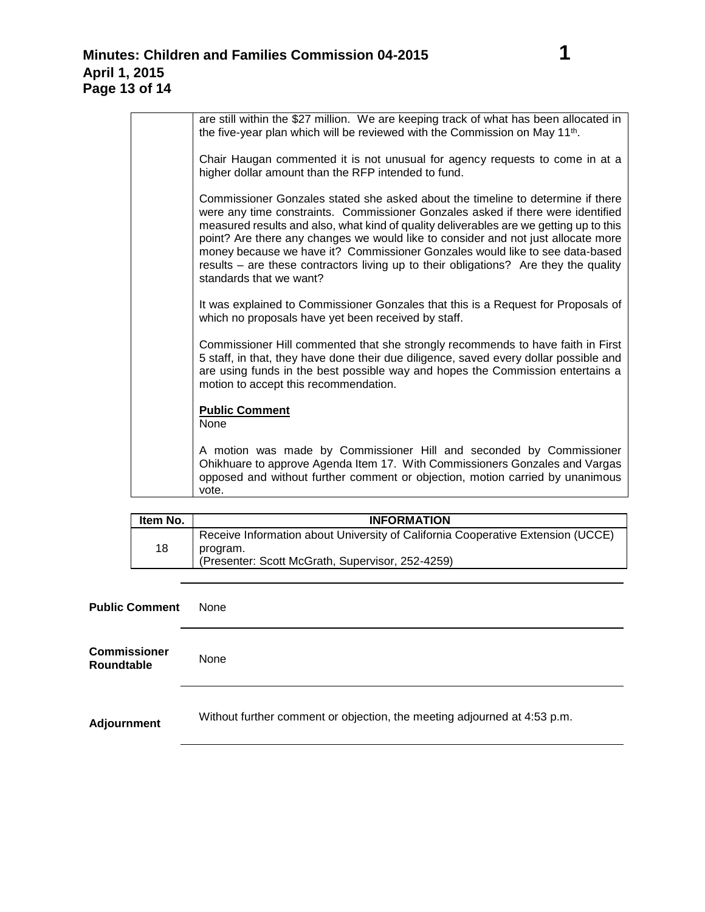| | |
|---|---|
| | are still within the \$27 million. We are keeping track of what has been allocated in the five-year plan which will be reviewed with the Commission on May 11th.<br><br>Chair Haugan commented it is not unusual for agency requests to come in at a higher dollar amount than the RFP intended to fund.<br><br>Commissioner Gonzales stated she asked about the timeline to determine if there were any time constraints. Commissioner Gonzales asked if there were identified measured results and also, what kind of quality deliverables are we getting up to this point? Are there any changes we would like to consider and not just allocate more money because we have it? Commissioner Gonzales would like to see data-based results – are these contractors living up to their obligations? Are they the quality standards that we want?<br><br>It was explained to Commissioner Gonzales that this is a Request for Proposals of which no proposals have yet been received by staff.<br><br>Commissioner Hill commented that she strongly recommends to have faith in First 5 staff, in that, they have done their due diligence, saved every dollar possible and are using funds in the best possible way and hopes the Commission entertains a motion to accept this recommendation.<br><br>**Public Comment**<br>None<br><br>A motion was made by Commissioner Hill and seconded by Commissioner Ohikhuare to approve Agenda Item 17. With Commissioners Gonzales and Vargas opposed and without further comment or objection, motion carried by unanimous vote. |

| Item No. | INFORMATION |
|---|---|
| 18 | Receive Information about University of California Cooperative Extension (UCCE) program.<br>(Presenter: Scott McGrath, Supervisor, 252-4259) |

**Public Comment** None

**Commissioner Roundtable** None

**Adjournment** Without further comment or objection, the meeting adjourned at 4:53 p.m.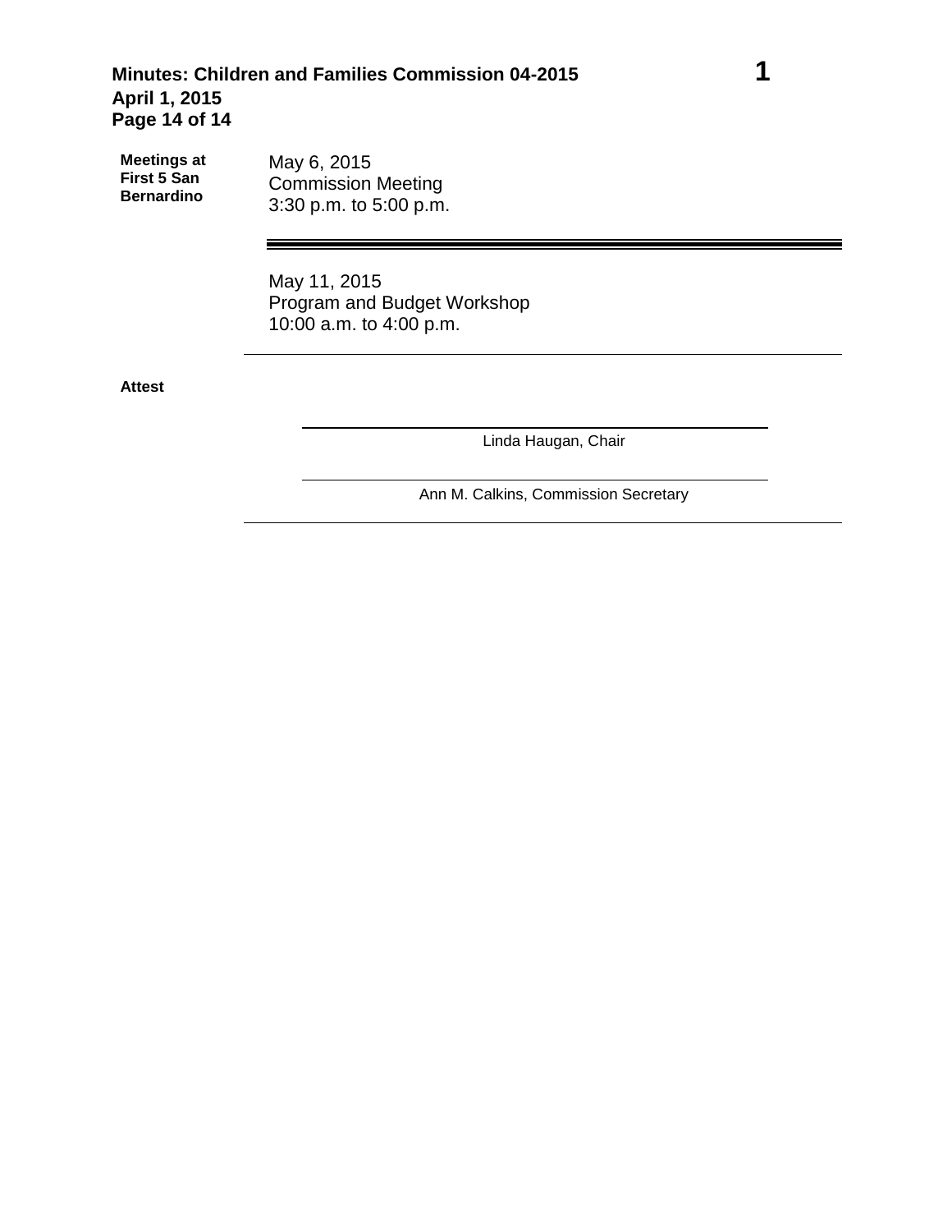**Meetings at First 5 San Bernardino**

May 6, 2015
Commission Meeting
3:30 p.m. to 5:00 p.m.

May 11, 2015
Program and Budget Workshop
10:00 a.m. to 4:00 p.m.

**Attest**

Linda Haugan, Chair

Ann M. Calkins, Commission Secretary